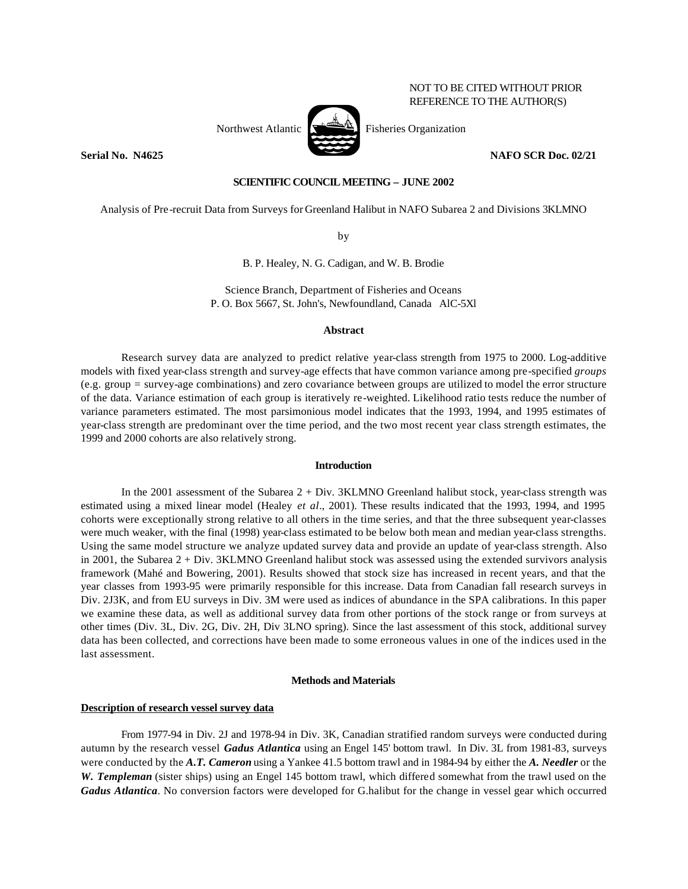NOT TO BE CITED WITHOUT PRIOR REFERENCE TO THE AUTHOR(S)

Northwest Atlantic Fisheries Organization

**Serial No. N4625** **NAFO SCR Doc. 02/21**

**SCIENTIFIC COUNCIL MEETING – JUNE 2002**

Analysis of Pre-recruit Data from Surveys for Greenland Halibut in NAFO Subarea 2 and Divisions 3KLMNO

by

B. P. Healey, N. G. Cadigan, and W. B. Brodie

Science Branch, Department of Fisheries and Oceans
P. O. Box 5667, St. John's, Newfoundland, Canada AlC-5Xl

## Abstract

Research survey data are analyzed to predict relative year-class strength from 1975 to 2000. Log-additive models with fixed year-class strength and survey-age effects that have common variance among pre-specified *groups* (e.g. group = survey-age combinations) and zero covariance between groups are utilized to model the error structure of the data. Variance estimation of each group is iteratively re-weighted. Likelihood ratio tests reduce the number of variance parameters estimated. The most parsimonious model indicates that the 1993, 1994, and 1995 estimates of year-class strength are predominant over the time period, and the two most recent year class strength estimates, the 1999 and 2000 cohorts are also relatively strong.

## Introduction

In the 2001 assessment of the Subarea 2 + Div. 3KLMNO Greenland halibut stock, year-class strength was estimated using a mixed linear model (Healey *et al*., 2001). These results indicated that the 1993, 1994, and 1995 cohorts were exceptionally strong relative to all others in the time series, and that the three subsequent year-classes were much weaker, with the final (1998) year-class estimated to be below both mean and median year-class strengths. Using the same model structure we analyze updated survey data and provide an update of year-class strength. Also in 2001, the Subarea 2 + Div. 3KLMNO Greenland halibut stock was assessed using the extended survivors analysis framework (Mahé and Bowering, 2001). Results showed that stock size has increased in recent years, and that the year classes from 1993-95 were primarily responsible for this increase. Data from Canadian fall research surveys in Div. 2J3K, and from EU surveys in Div. 3M were used as indices of abundance in the SPA calibrations. In this paper we examine these data, as well as additional survey data from other portions of the stock range or from surveys at other times (Div. 3L, Div. 2G, Div. 2H, Div 3LNO spring). Since the last assessment of this stock, additional survey data has been collected, and corrections have been made to some erroneous values in one of the indices used in the last assessment.

## Methods and Materials

### Description of research vessel survey data

From 1977-94 in Div. 2J and 1978-94 in Div. 3K, Canadian stratified random surveys were conducted during autumn by the research vessel ***Gadus Atlantica*** using an Engel 145' bottom trawl. In Div. 3L from 1981-83, surveys were conducted by the ***A.T. Cameron*** using a Yankee 41.5 bottom trawl and in 1984-94 by either the ***A. Needler*** or the ***W. Templeman*** (sister ships) using an Engel 145 bottom trawl, which differed somewhat from the trawl used on the ***Gadus Atlantica***. No conversion factors were developed for G.halibut for the change in vessel gear which occurred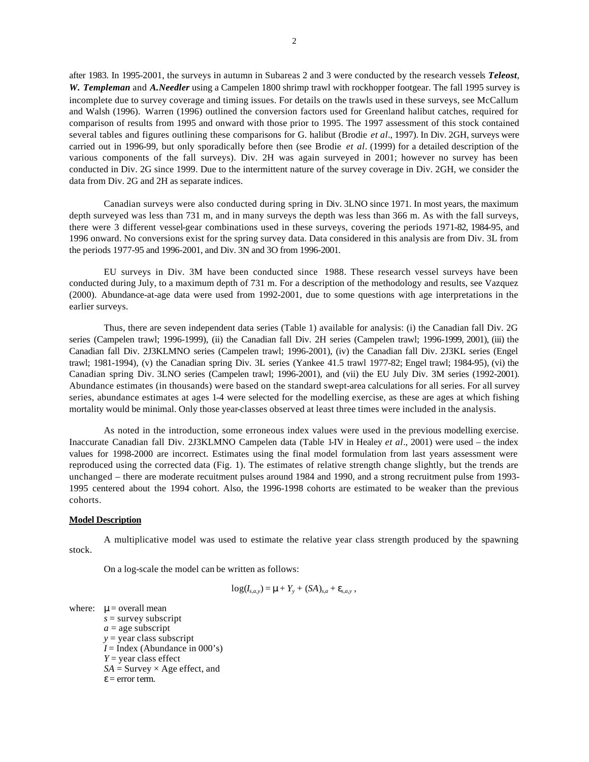after 1983. In 1995-2001, the surveys in autumn in Subareas 2 and 3 were conducted by the research vessels ***Teleost***, ***W. Templeman*** and ***A.Needler*** using a Campelen 1800 shrimp trawl with rockhopper footgear. The fall 1995 survey is incomplete due to survey coverage and timing issues. For details on the trawls used in these surveys, see McCallum and Walsh (1996). Warren (1996) outlined the conversion factors used for Greenland halibut catches, required for comparison of results from 1995 and onward with those prior to 1995. The 1997 assessment of this stock contained several tables and figures outlining these comparisons for G. halibut (Brodie *et al*., 1997). In Div. 2GH, surveys were carried out in 1996-99, but only sporadically before then (see Brodie *et al*. (1999) for a detailed description of the various components of the fall surveys). Div. 2H was again surveyed in 2001; however no survey has been conducted in Div. 2G since 1999. Due to the intermittent nature of the survey coverage in Div. 2GH, we consider the data from Div. 2G and 2H as separate indices.

Canadian surveys were also conducted during spring in Div. 3LNO since 1971. In most years, the maximum depth surveyed was less than 731 m, and in many surveys the depth was less than 366 m. As with the fall surveys, there were 3 different vessel-gear combinations used in these surveys, covering the periods 1971-82, 1984-95, and 1996 onward. No conversions exist for the spring survey data. Data considered in this analysis are from Div. 3L from the periods 1977-95 and 1996-2001, and Div. 3N and 3O from 1996-2001.

EU surveys in Div. 3M have been conducted since 1988. These research vessel surveys have been conducted during July, to a maximum depth of 731 m. For a description of the methodology and results, see Vazquez (2000). Abundance-at-age data were used from 1992-2001, due to some questions with age interpretations in the earlier surveys.

Thus, there are seven independent data series (Table 1) available for analysis: (i) the Canadian fall Div. 2G series (Campelen trawl; 1996-1999), (ii) the Canadian fall Div. 2H series (Campelen trawl; 1996-1999, 2001), (iii) the Canadian fall Div. 2J3KLMNO series (Campelen trawl; 1996-2001), (iv) the Canadian fall Div. 2J3KL series (Engel trawl; 1981-1994), (v) the Canadian spring Div. 3L series (Yankee 41.5 trawl 1977-82; Engel trawl; 1984-95), (vi) the Canadian spring Div. 3LNO series (Campelen trawl; 1996-2001), and (vii) the EU July Div. 3M series (1992-2001). Abundance estimates (in thousands) were based on the standard swept-area calculations for all series. For all survey series, abundance estimates at ages 1-4 were selected for the modelling exercise, as these are ages at which fishing mortality would be minimal. Only those year-classes observed at least three times were included in the analysis.

As noted in the introduction, some erroneous index values were used in the previous modelling exercise. Inaccurate Canadian fall Div. 2J3KLMNO Campelen data (Table 1-IV in Healey *et al*., 2001) were used – the index values for 1998-2000 are incorrect. Estimates using the final model formulation from last years assessment were reproduced using the corrected data (Fig. 1). The estimates of relative strength change slightly, but the trends are unchanged – there are moderate recuitment pulses around 1984 and 1990, and a strong recruitment pulse from 1993-1995 centered about the 1994 cohort. Also, the 1996-1998 cohorts are estimated to be weaker than the previous cohorts.

**Model Description**

A multiplicative model was used to estimate the relative year class strength produced by the spawning stock.

On a log-scale the model can be written as follows:

$$\log(I_{s,a,y}) = \mu + Y_y + (SA)_{s,a} + \varepsilon_{s,a,y}\ ,$$

where:
- $\mu$ = overall mean
- $s$ = survey subscript
- $a$ = age subscript
- $y$ = year class subscript
- $I$ = Index (Abundance in 000's)
- $Y$ = year class effect
- $SA$ = Survey × Age effect, and
- $\varepsilon$ = error term.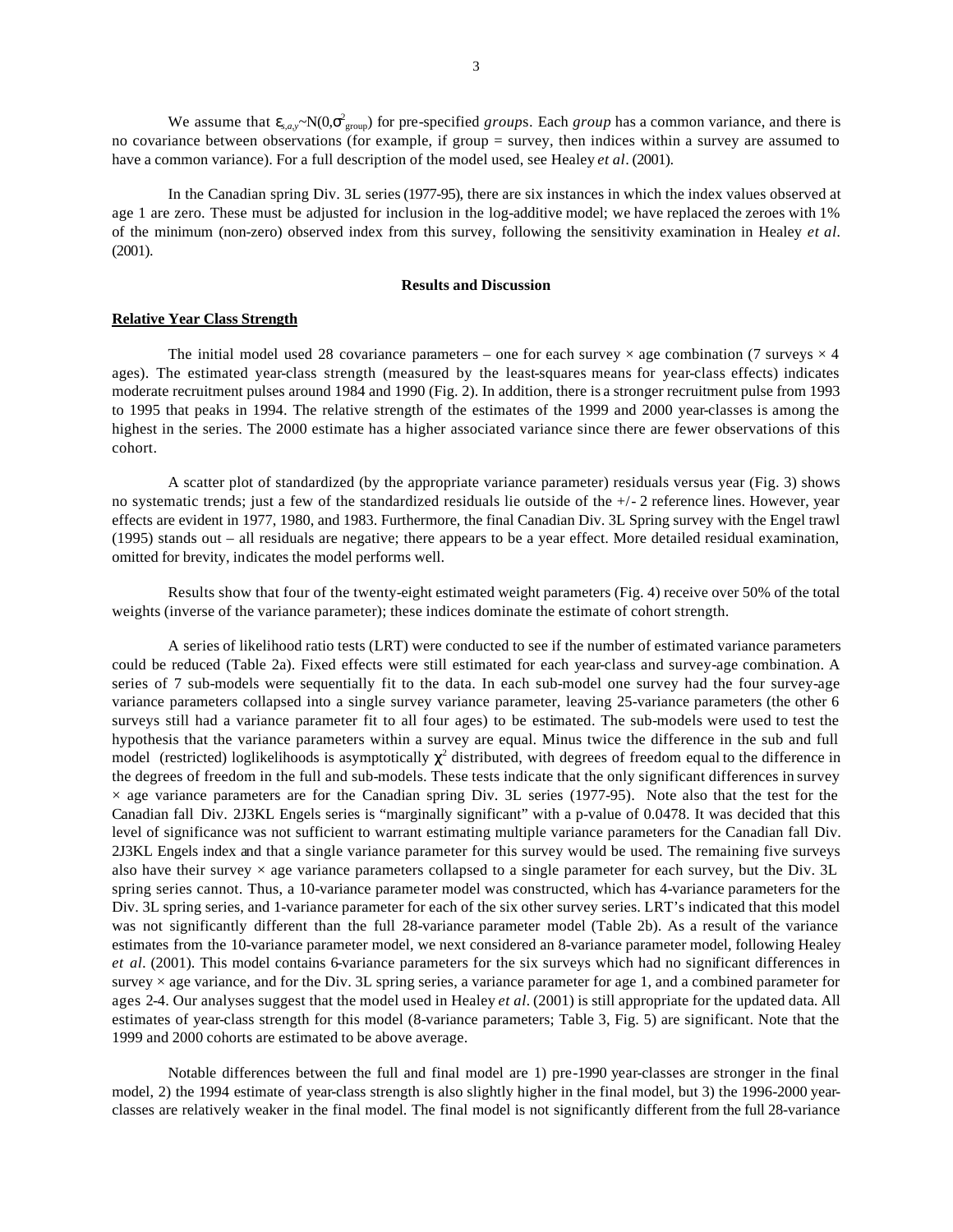We assume that $\varepsilon_{s,a,y} \sim N(0,\sigma^2_{group})$ for pre-specified *group*s. Each *group* has a common variance, and there is no covariance between observations (for example, if group = survey, then indices within a survey are assumed to have a common variance). For a full description of the model used, see Healey *et al*. (2001).

In the Canadian spring Div. 3L series (1977-95), there are six instances in which the index values observed at age 1 are zero. These must be adjusted for inclusion in the log-additive model; we have replaced the zeroes with 1% of the minimum (non-zero) observed index from this survey, following the sensitivity examination in Healey *et al*. (2001).

## Results and Discussion

### Relative Year Class Strength

The initial model used 28 covariance parameters – one for each survey × age combination (7 surveys × 4 ages). The estimated year-class strength (measured by the least-squares means for year-class effects) indicates moderate recruitment pulses around 1984 and 1990 (Fig. 2). In addition, there is a stronger recruitment pulse from 1993 to 1995 that peaks in 1994. The relative strength of the estimates of the 1999 and 2000 year-classes is among the highest in the series. The 2000 estimate has a higher associated variance since there are fewer observations of this cohort.

A scatter plot of standardized (by the appropriate variance parameter) residuals versus year (Fig. 3) shows no systematic trends; just a few of the standardized residuals lie outside of the +/- 2 reference lines. However, year effects are evident in 1977, 1980, and 1983. Furthermore, the final Canadian Div. 3L Spring survey with the Engel trawl (1995) stands out – all residuals are negative; there appears to be a year effect. More detailed residual examination, omitted for brevity, indicates the model performs well.

Results show that four of the twenty-eight estimated weight parameters (Fig. 4) receive over 50% of the total weights (inverse of the variance parameter); these indices dominate the estimate of cohort strength.

A series of likelihood ratio tests (LRT) were conducted to see if the number of estimated variance parameters could be reduced (Table 2a). Fixed effects were still estimated for each year-class and survey-age combination. A series of 7 sub-models were sequentially fit to the data. In each sub-model one survey had the four survey-age variance parameters collapsed into a single survey variance parameter, leaving 25-variance parameters (the other 6 surveys still had a variance parameter fit to all four ages) to be estimated. The sub-models were used to test the hypothesis that the variance parameters within a survey are equal. Minus twice the difference in the sub and full model (restricted) loglikelihoods is asymptotically $\chi^2$ distributed, with degrees of freedom equal to the difference in the degrees of freedom in the full and sub-models. These tests indicate that the only significant differences in survey × age variance parameters are for the Canadian spring Div. 3L series (1977-95). Note also that the test for the Canadian fall Div. 2J3KL Engels series is "marginally significant" with a p-value of 0.0478. It was decided that this level of significance was not sufficient to warrant estimating multiple variance parameters for the Canadian fall Div. 2J3KL Engels index and that a single variance parameter for this survey would be used. The remaining five surveys also have their survey × age variance parameters collapsed to a single parameter for each survey, but the Div. 3L spring series cannot. Thus, a 10-variance parameter model was constructed, which has 4-variance parameters for the Div. 3L spring series, and 1-variance parameter for each of the six other survey series. LRT's indicated that this model was not significantly different than the full 28-variance parameter model (Table 2b). As a result of the variance estimates from the 10-variance parameter model, we next considered an 8-variance parameter model, following Healey *et al*. (2001). This model contains 6-variance parameters for the six surveys which had no significant differences in survey × age variance, and for the Div. 3L spring series, a variance parameter for age 1, and a combined parameter for ages 2-4. Our analyses suggest that the model used in Healey *et al*. (2001) is still appropriate for the updated data. All estimates of year-class strength for this model (8-variance parameters; Table 3, Fig. 5) are significant. Note that the 1999 and 2000 cohorts are estimated to be above average.

Notable differences between the full and final model are 1) pre-1990 year-classes are stronger in the final model, 2) the 1994 estimate of year-class strength is also slightly higher in the final model, but 3) the 1996-2000 year-classes are relatively weaker in the final model. The final model is not significantly different from the full 28-variance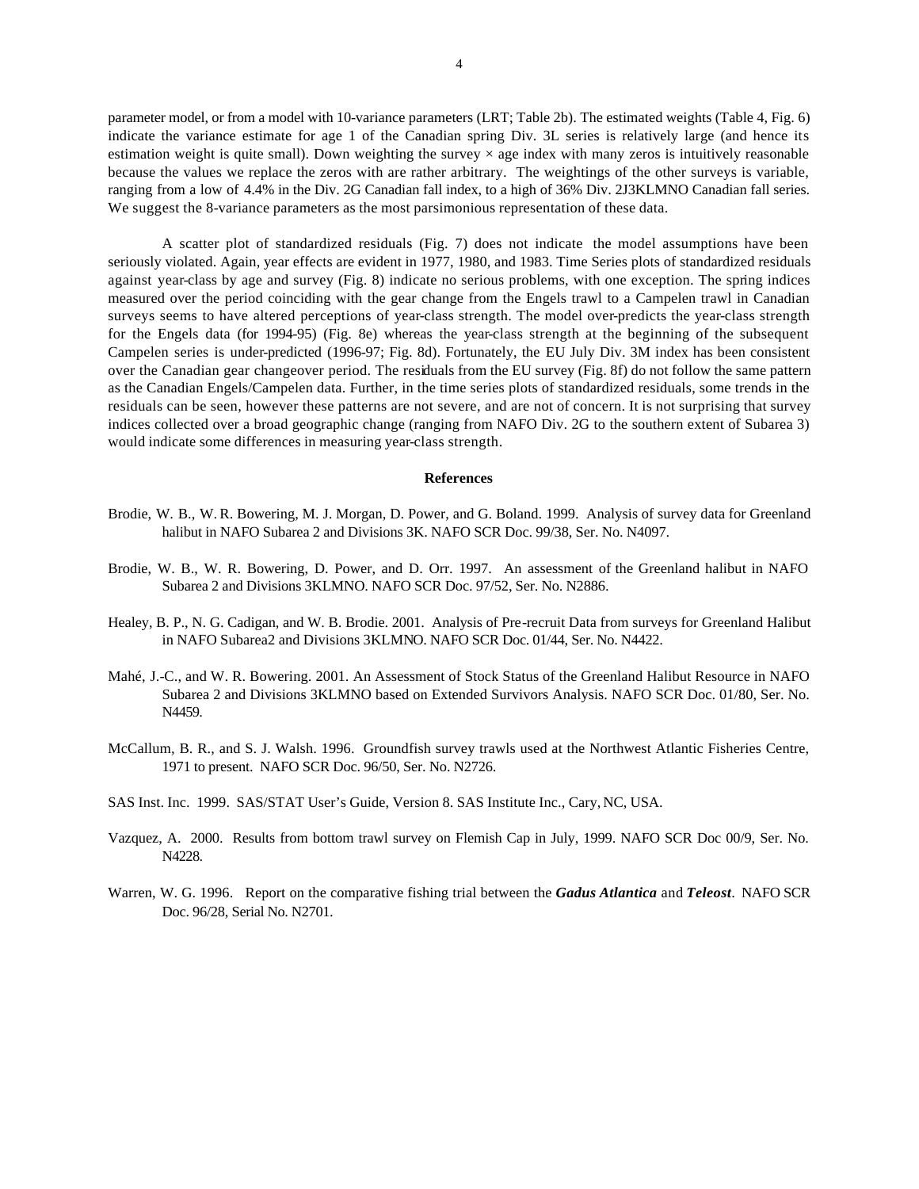parameter model, or from a model with 10-variance parameters (LRT; Table 2b). The estimated weights (Table 4, Fig. 6) indicate the variance estimate for age 1 of the Canadian spring Div. 3L series is relatively large (and hence its estimation weight is quite small). Down weighting the survey × age index with many zeros is intuitively reasonable because the values we replace the zeros with are rather arbitrary. The weightings of the other surveys is variable, ranging from a low of 4.4% in the Div. 2G Canadian fall index, to a high of 36% Div. 2J3KLMNO Canadian fall series. We suggest the 8-variance parameters as the most parsimonious representation of these data.

A scatter plot of standardized residuals (Fig. 7) does not indicate the model assumptions have been seriously violated. Again, year effects are evident in 1977, 1980, and 1983. Time Series plots of standardized residuals against year-class by age and survey (Fig. 8) indicate no serious problems, with one exception. The spring indices measured over the period coinciding with the gear change from the Engels trawl to a Campelen trawl in Canadian surveys seems to have altered perceptions of year-class strength. The model over-predicts the year-class strength for the Engels data (for 1994-95) (Fig. 8e) whereas the year-class strength at the beginning of the subsequent Campelen series is under-predicted (1996-97; Fig. 8d). Fortunately, the EU July Div. 3M index has been consistent over the Canadian gear changeover period. The residuals from the EU survey (Fig. 8f) do not follow the same pattern as the Canadian Engels/Campelen data. Further, in the time series plots of standardized residuals, some trends in the residuals can be seen, however these patterns are not severe, and are not of concern. It is not surprising that survey indices collected over a broad geographic change (ranging from NAFO Div. 2G to the southern extent of Subarea 3) would indicate some differences in measuring year-class strength.

## References

Brodie, W. B., W. R. Bowering, M. J. Morgan, D. Power, and G. Boland. 1999. Analysis of survey data for Greenland halibut in NAFO Subarea 2 and Divisions 3K. NAFO SCR Doc. 99/38, Ser. No. N4097.

Brodie, W. B., W. R. Bowering, D. Power, and D. Orr. 1997. An assessment of the Greenland halibut in NAFO Subarea 2 and Divisions 3KLMNO. NAFO SCR Doc. 97/52, Ser. No. N2886.

Healey, B. P., N. G. Cadigan, and W. B. Brodie. 2001. Analysis of Pre-recruit Data from surveys for Greenland Halibut in NAFO Subarea2 and Divisions 3KLMNO. NAFO SCR Doc. 01/44, Ser. No. N4422.

Mahé, J.-C., and W. R. Bowering. 2001. An Assessment of Stock Status of the Greenland Halibut Resource in NAFO Subarea 2 and Divisions 3KLMNO based on Extended Survivors Analysis. NAFO SCR Doc. 01/80, Ser. No. N4459.

McCallum, B. R., and S. J. Walsh. 1996. Groundfish survey trawls used at the Northwest Atlantic Fisheries Centre, 1971 to present. NAFO SCR Doc. 96/50, Ser. No. N2726.

SAS Inst. Inc. 1999. SAS/STAT User's Guide, Version 8. SAS Institute Inc., Cary, NC, USA.

Vazquez, A. 2000. Results from bottom trawl survey on Flemish Cap in July, 1999. NAFO SCR Doc 00/9, Ser. No. N4228.

Warren, W. G. 1996. Report on the comparative fishing trial between the ***Gadus Atlantica*** and ***Teleost***. NAFO SCR Doc. 96/28, Serial No. N2701.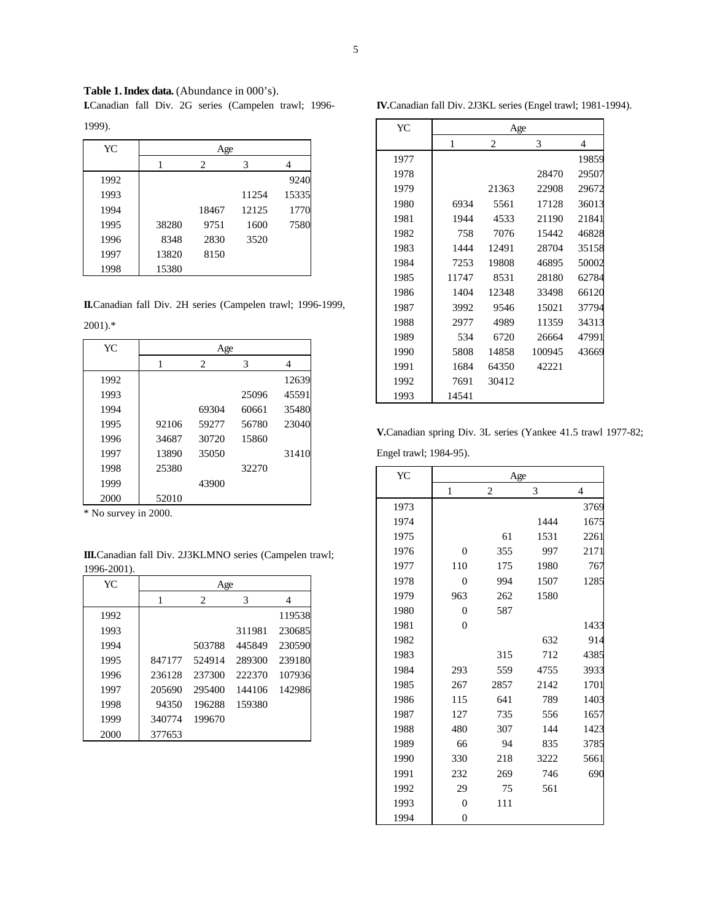**Table 1. Index data.** (Abundance in 000's).

**I.** Canadian fall Div. 2G series (Campelen trawl; 1996-1999).

| YC | Age | | | |
|---|---|---|---|---|
| | 1 | 2 | 3 | 4 |
| 1992 | | | | 9240 |
| 1993 | | | 11254 | 15335 |
| 1994 | | 18467 | 12125 | 1770 |
| 1995 | 38280 | 9751 | 1600 | 7580 |
| 1996 | 8348 | 2830 | 3520 | |
| 1997 | 13820 | 8150 | | |
| 1998 | 15380 | | | |

**II.** Canadian fall Div. 2H series (Campelen trawl; 1996-1999, 2001).*

| YC | Age | | | |
|---|---|---|---|---|
| | 1 | 2 | 3 | 4 |
| 1992 | | | | 12639 |
| 1993 | | | 25096 | 45591 |
| 1994 | | 69304 | 60661 | 35480 |
| 1995 | 92106 | 59277 | 56780 | 23040 |
| 1996 | 34687 | 30720 | 15860 | |
| 1997 | 13890 | 35050 | | 31410 |
| 1998 | 25380 | | 32270 | |
| 1999 | | 43900 | | |
| 2000 | 52010 | | | |

\* No survey in 2000.

**III.** Canadian fall Div. 2J3KLMNO series (Campelen trawl; 1996-2001).

| YC | Age | | | |
|---|---|---|---|---|
| | 1 | 2 | 3 | 4 |
| 1992 | | | | 119538 |
| 1993 | | | 311981 | 230685 |
| 1994 | | 503788 | 445849 | 230590 |
| 1995 | 847177 | 524914 | 289300 | 239180 |
| 1996 | 236128 | 237300 | 222370 | 107936 |
| 1997 | 205690 | 295400 | 144106 | 142986 |
| 1998 | 94350 | 196288 | 159380 | |
| 1999 | 340774 | 199670 | | |
| 2000 | 377653 | | | |

**IV.** Canadian fall Div. 2J3KL series (Engel trawl; 1981-1994).

| YC | Age | | | |
|---|---|---|---|---|
| | 1 | 2 | 3 | 4 |
| 1977 | | | | 19859 |
| 1978 | | | 28470 | 29507 |
| 1979 | | 21363 | 22908 | 29672 |
| 1980 | 6934 | 5561 | 17128 | 36013 |
| 1981 | 1944 | 4533 | 21190 | 21841 |
| 1982 | 758 | 7076 | 15442 | 46828 |
| 1983 | 1444 | 12491 | 28704 | 35158 |
| 1984 | 7253 | 19808 | 46895 | 50002 |
| 1985 | 11747 | 8531 | 28180 | 62784 |
| 1986 | 1404 | 12348 | 33498 | 66120 |
| 1987 | 3992 | 9546 | 15021 | 37794 |
| 1988 | 2977 | 4989 | 11359 | 34313 |
| 1989 | 534 | 6720 | 26664 | 47991 |
| 1990 | 5808 | 14858 | 100945 | 43669 |
| 1991 | 1684 | 64350 | 42221 | |
| 1992 | 7691 | 30412 | | |
| 1993 | 14541 | | | |

**V.** Canadian spring Div. 3L series (Yankee 41.5 trawl 1977-82; Engel trawl; 1984-95).

| YC | Age | | | |
|---|---|---|---|---|
| | 1 | 2 | 3 | 4 |
| 1973 | | | | 3769 |
| 1974 | | | 1444 | 1675 |
| 1975 | | 61 | 1531 | 2261 |
| 1976 | 0 | 355 | 997 | 2171 |
| 1977 | 110 | 175 | 1980 | 767 |
| 1978 | 0 | 994 | 1507 | 1285 |
| 1979 | 963 | 262 | 1580 | |
| 1980 | 0 | 587 | | |
| 1981 | 0 | | | 1433 |
| 1982 | | | 632 | 914 |
| 1983 | | 315 | 712 | 4385 |
| 1984 | 293 | 559 | 4755 | 3933 |
| 1985 | 267 | 2857 | 2142 | 1701 |
| 1986 | 115 | 641 | 789 | 1403 |
| 1987 | 127 | 735 | 556 | 1657 |
| 1988 | 480 | 307 | 144 | 1423 |
| 1989 | 66 | 94 | 835 | 3785 |
| 1990 | 330 | 218 | 3222 | 5661 |
| 1991 | 232 | 269 | 746 | 690 |
| 1992 | 29 | 75 | 561 | |
| 1993 | 0 | 111 | | |
| 1994 | 0 | | | |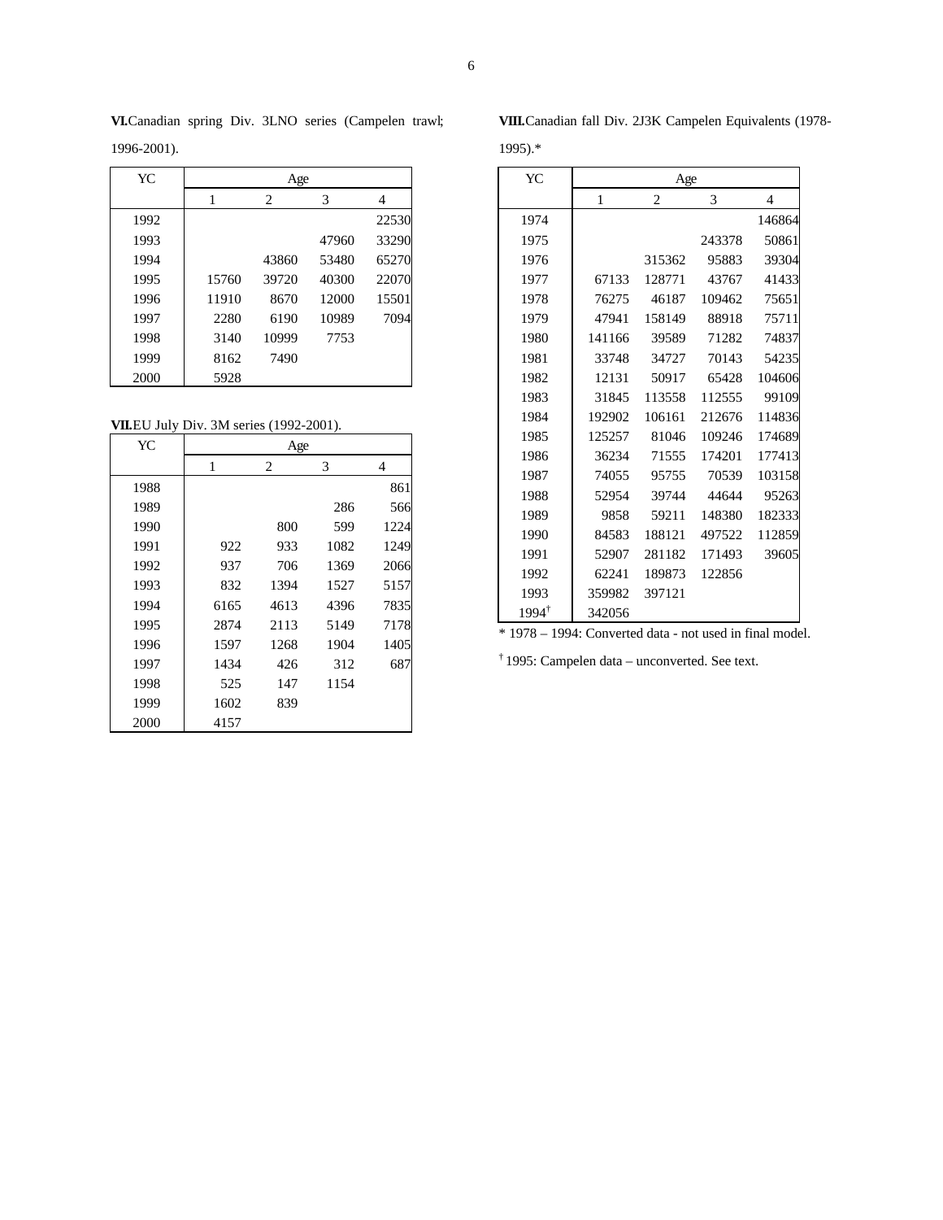**VI.** Canadian spring Div. 3LNO series (Campelen trawl; 1996-2001).

| YC | Age | | | |
|---|---|---|---|---|
| | 1 | 2 | 3 | 4 |
| 1992 | | | | 22530 |
| 1993 | | | 47960 | 33290 |
| 1994 | | 43860 | 53480 | 65270 |
| 1995 | 15760 | 39720 | 40300 | 22070 |
| 1996 | 11910 | 8670 | 12000 | 15501 |
| 1997 | 2280 | 6190 | 10989 | 7094 |
| 1998 | 3140 | 10999 | 7753 | |
| 1999 | 8162 | 7490 | | |
| 2000 | 5928 | | | |

**VII.** EU July Div. 3M series (1992-2001).

| YC | Age | | | |
|---|---|---|---|---|
| | 1 | 2 | 3 | 4 |
| 1988 | | | | 861 |
| 1989 | | | 286 | 566 |
| 1990 | | 800 | 599 | 1224 |
| 1991 | 922 | 933 | 1082 | 1249 |
| 1992 | 937 | 706 | 1369 | 2066 |
| 1993 | 832 | 1394 | 1527 | 5157 |
| 1994 | 6165 | 4613 | 4396 | 7835 |
| 1995 | 2874 | 2113 | 5149 | 7178 |
| 1996 | 1597 | 1268 | 1904 | 1405 |
| 1997 | 1434 | 426 | 312 | 687 |
| 1998 | 525 | 147 | 1154 | |
| 1999 | 1602 | 839 | | |
| 2000 | 4157 | | | |

**VIII.** Canadian fall Div. 2J3K Campelen Equivalents (1978-1995).*

| YC | Age | | | |
|---|---|---|---|---|
| | 1 | 2 | 3 | 4 |
| 1974 | | | | 146864 |
| 1975 | | | 243378 | 50861 |
| 1976 | | 315362 | 95883 | 39304 |
| 1977 | 67133 | 128771 | 43767 | 41433 |
| 1978 | 76275 | 46187 | 109462 | 75651 |
| 1979 | 47941 | 158149 | 88918 | 75711 |
| 1980 | 141166 | 39589 | 71282 | 74837 |
| 1981 | 33748 | 34727 | 70143 | 54235 |
| 1982 | 12131 | 50917 | 65428 | 104606 |
| 1983 | 31845 | 113558 | 112555 | 99109 |
| 1984 | 192902 | 106161 | 212676 | 114836 |
| 1985 | 125257 | 81046 | 109246 | 174689 |
| 1986 | 36234 | 71555 | 174201 | 177413 |
| 1987 | 74055 | 95755 | 70539 | 103158 |
| 1988 | 52954 | 39744 | 44644 | 95263 |
| 1989 | 9858 | 59211 | 148380 | 182333 |
| 1990 | 84583 | 188121 | 497522 | 112859 |
| 1991 | 52907 | 281182 | 171493 | 39605 |
| 1992 | 62241 | 189873 | 122856 | |
| 1993 | 359982 | 397121 | | |
| 1994[†] | 342056 | | | |

* 1978 – 1994: Converted data - not used in final model.

[†] 1995: Campelen data – unconverted. See text.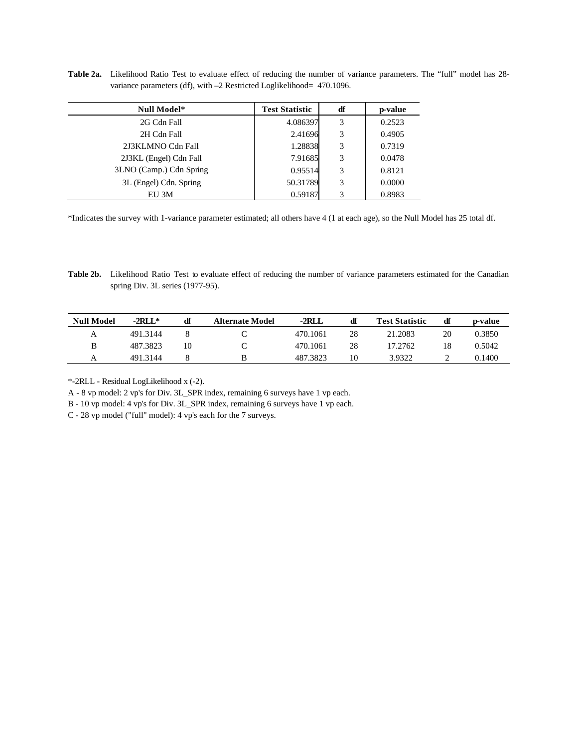**Table 2a.** Likelihood Ratio Test to evaluate effect of reducing the number of variance parameters. The "full" model has 28-variance parameters (df), with –2 Restricted Loglikelihood= 470.1096.

| Null Model* | Test Statistic | df | p-value |
|---|---|---|---|
| 2G Cdn Fall | 4.086397 | 3 | 0.2523 |
| 2H Cdn Fall | 2.41696 | 3 | 0.4905 |
| 2J3KLMNO Cdn Fall | 1.28838 | 3 | 0.7319 |
| 2J3KL (Engel) Cdn Fall | 7.91685 | 3 | 0.0478 |
| 3LNO (Camp.) Cdn Spring | 0.95514 | 3 | 0.8121 |
| 3L (Engel) Cdn. Spring | 50.31789 | 3 | 0.0000 |
| EU 3M | 0.59187 | 3 | 0.8983 |

*Indicates the survey with 1-variance parameter estimated; all others have 4 (1 at each age), so the Null Model has 25 total df.

**Table 2b.** Likelihood Ratio Test to evaluate effect of reducing the number of variance parameters estimated for the Canadian spring Div. 3L series (1977-95).

| Null Model | -2RLL* | df | Alternate Model | -2RLL | df | Test Statistic | df | p-value |
|---|---|---|---|---|---|---|---|---|
| A | 491.3144 | 8 | C | 470.1061 | 28 | 21.2083 | 20 | 0.3850 |
| B | 487.3823 | 10 | C | 470.1061 | 28 | 17.2762 | 18 | 0.5042 |
| A | 491.3144 | 8 | B | 487.3823 | 10 | 3.9322 | 2 | 0.1400 |

*-2RLL - Residual LogLikelihood x (-2).

A - 8 vp model: 2 vp's for Div. 3L_SPR index, remaining 6 surveys have 1 vp each.

B - 10 vp model: 4 vp's for Div. 3L_SPR index, remaining 6 surveys have 1 vp each.

C - 28 vp model ("full" model): 4 vp's each for the 7 surveys.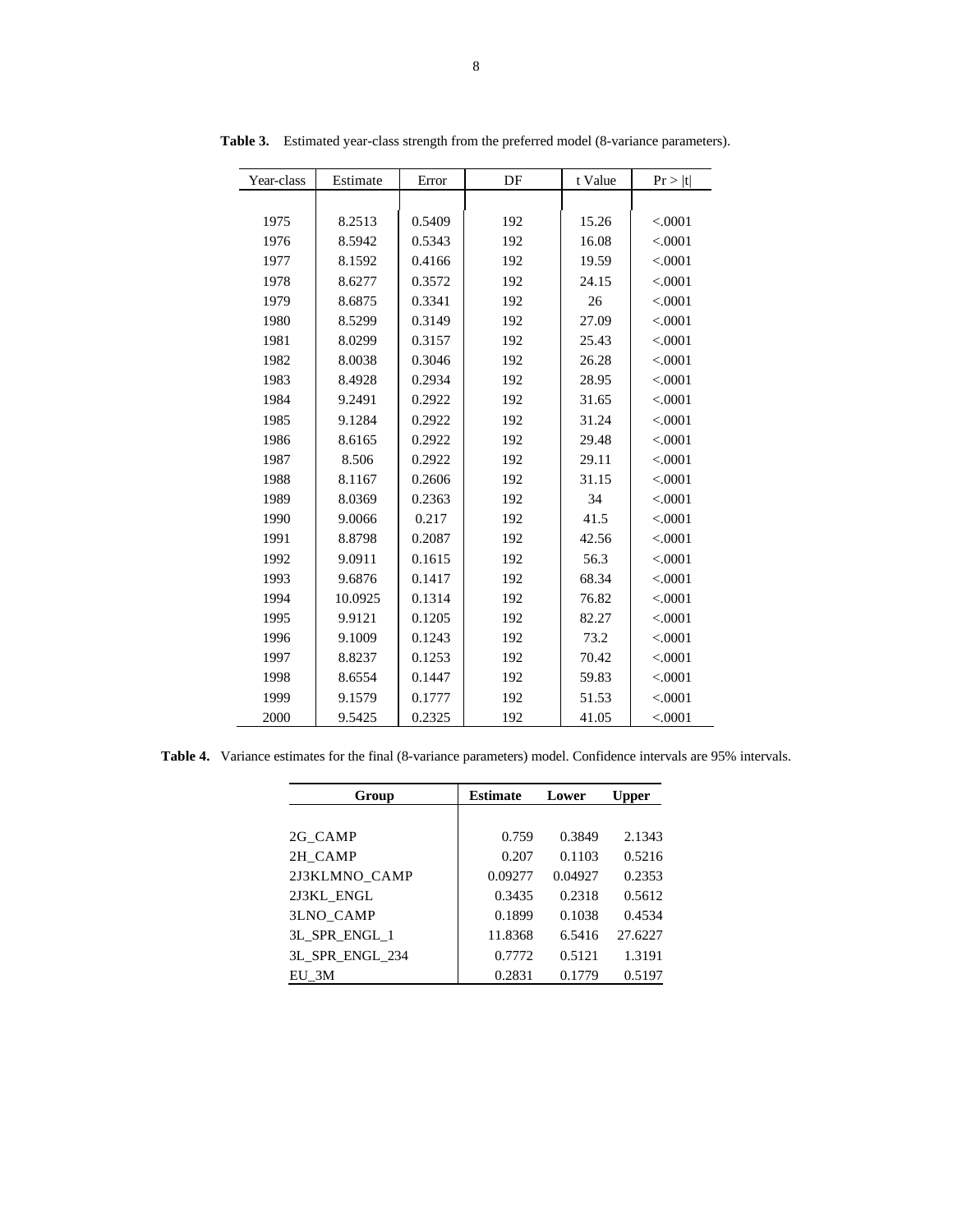**Table 3.** Estimated year-class strength from the preferred model (8-variance parameters).

| Year-class | Estimate | Error | DF | t Value | Pr > \|t\| |
|---|---|---|---|---|---|
| 1975 | 8.2513 | 0.5409 | 192 | 15.26 | <.0001 |
| 1976 | 8.5942 | 0.5343 | 192 | 16.08 | <.0001 |
| 1977 | 8.1592 | 0.4166 | 192 | 19.59 | <.0001 |
| 1978 | 8.6277 | 0.3572 | 192 | 24.15 | <.0001 |
| 1979 | 8.6875 | 0.3341 | 192 | 26 | <.0001 |
| 1980 | 8.5299 | 0.3149 | 192 | 27.09 | <.0001 |
| 1981 | 8.0299 | 0.3157 | 192 | 25.43 | <.0001 |
| 1982 | 8.0038 | 0.3046 | 192 | 26.28 | <.0001 |
| 1983 | 8.4928 | 0.2934 | 192 | 28.95 | <.0001 |
| 1984 | 9.2491 | 0.2922 | 192 | 31.65 | <.0001 |
| 1985 | 9.1284 | 0.2922 | 192 | 31.24 | <.0001 |
| 1986 | 8.6165 | 0.2922 | 192 | 29.48 | <.0001 |
| 1987 | 8.506 | 0.2922 | 192 | 29.11 | <.0001 |
| 1988 | 8.1167 | 0.2606 | 192 | 31.15 | <.0001 |
| 1989 | 8.0369 | 0.2363 | 192 | 34 | <.0001 |
| 1990 | 9.0066 | 0.217 | 192 | 41.5 | <.0001 |
| 1991 | 8.8798 | 0.2087 | 192 | 42.56 | <.0001 |
| 1992 | 9.0911 | 0.1615 | 192 | 56.3 | <.0001 |
| 1993 | 9.6876 | 0.1417 | 192 | 68.34 | <.0001 |
| 1994 | 10.0925 | 0.1314 | 192 | 76.82 | <.0001 |
| 1995 | 9.9121 | 0.1205 | 192 | 82.27 | <.0001 |
| 1996 | 9.1009 | 0.1243 | 192 | 73.2 | <.0001 |
| 1997 | 8.8237 | 0.1253 | 192 | 70.42 | <.0001 |
| 1998 | 8.6554 | 0.1447 | 192 | 59.83 | <.0001 |
| 1999 | 9.1579 | 0.1777 | 192 | 51.53 | <.0001 |
| 2000 | 9.5425 | 0.2325 | 192 | 41.05 | <.0001 |

**Table 4.** Variance estimates for the final (8-variance parameters) model. Confidence intervals are 95% intervals.

| Group | Estimate | Lower | Upper |
|---|---|---|---|
| 2G_CAMP | 0.759 | 0.3849 | 2.1343 |
| 2H_CAMP | 0.207 | 0.1103 | 0.5216 |
| 2J3KLMNO_CAMP | 0.09277 | 0.04927 | 0.2353 |
| 2J3KL_ENGL | 0.3435 | 0.2318 | 0.5612 |
| 3LNO_CAMP | 0.1899 | 0.1038 | 0.4534 |
| 3L_SPR_ENGL_1 | 11.8368 | 6.5416 | 27.6227 |
| 3L_SPR_ENGL_234 | 0.7772 | 0.5121 | 1.3191 |
| EU_3M | 0.2831 | 0.1779 | 0.5197 |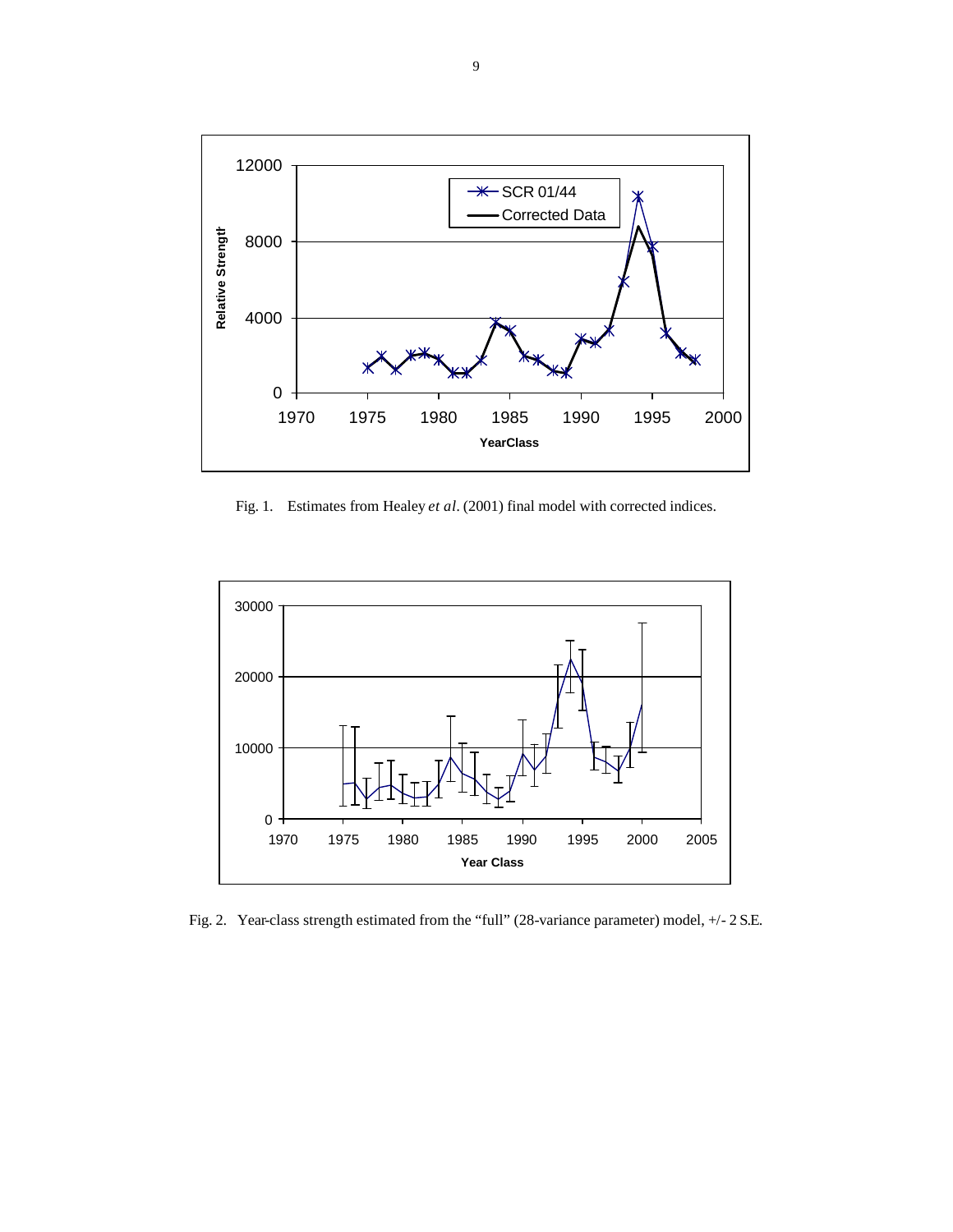Fig. 1. Estimates from Healey *et al*. (2001) final model with corrected indices.

Fig. 2. Year-class strength estimated from the "full" (28-variance parameter) model, +/- 2 S.E.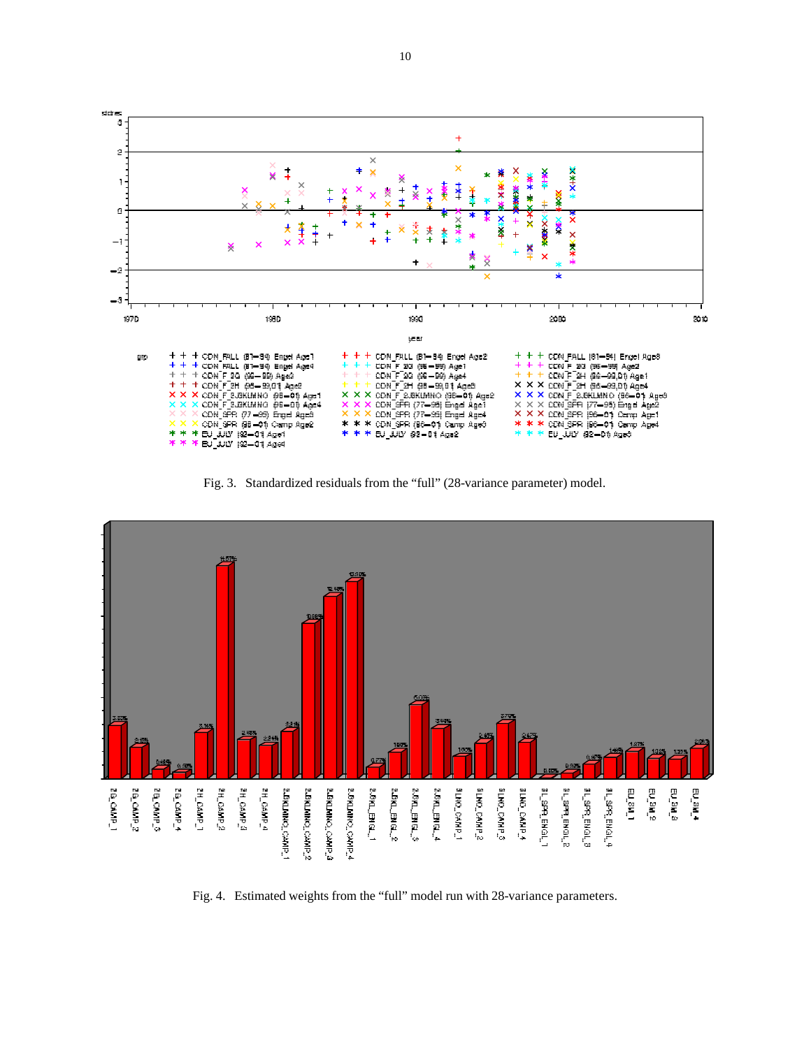Fig. 3. Standardized residuals from the “full” (28-variance parameter) model.

Fig. 4. Estimated weights from the “full” model run with 28-variance parameters.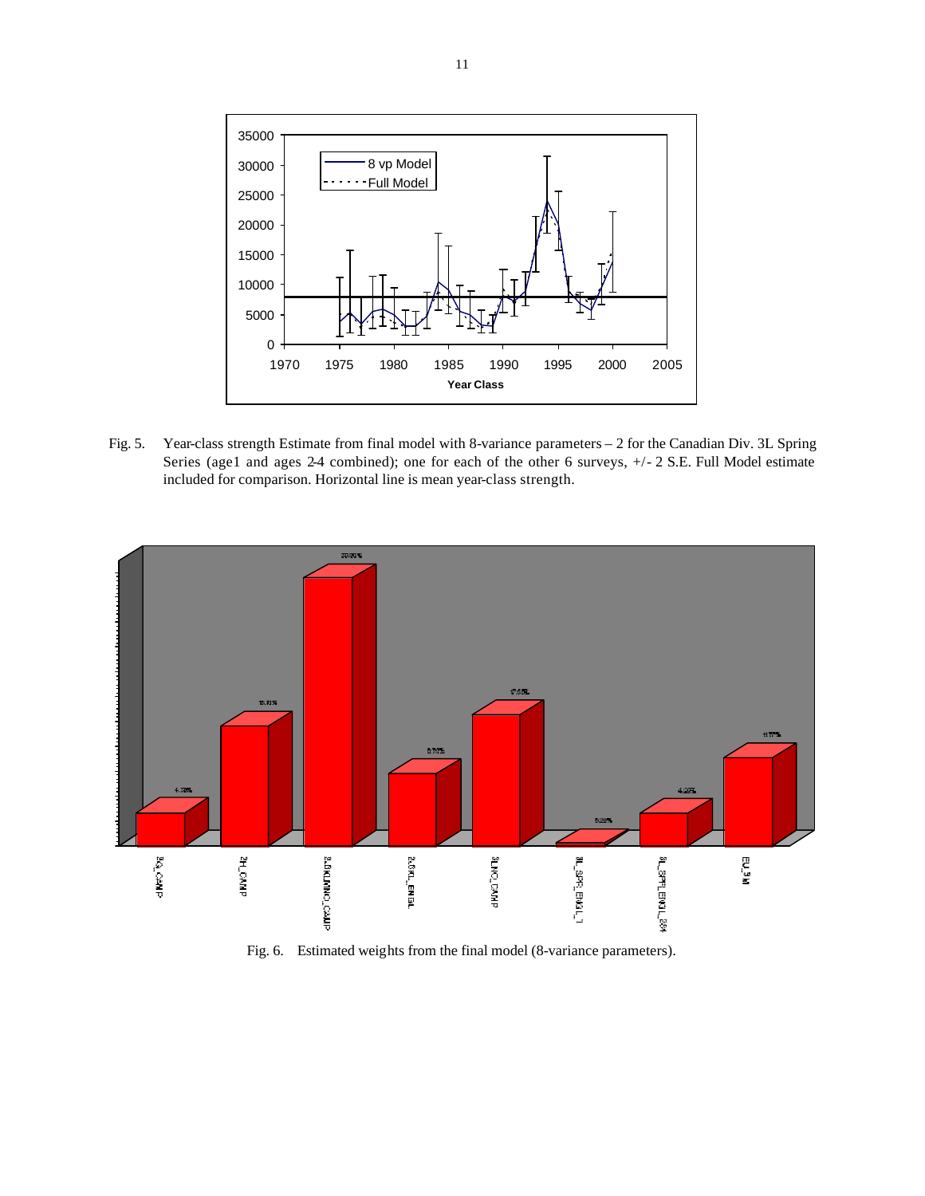Fig. 5. Year-class strength Estimate from final model with 8-variance parameters – 2 for the Canadian Div. 3L Spring Series (age1 and ages 2-4 combined); one for each of the other 6 surveys, +/- 2 S.E. Full Model estimate included for comparison. Horizontal line is mean year-class strength.

Fig. 6. Estimated weights from the final model (8-variance parameters).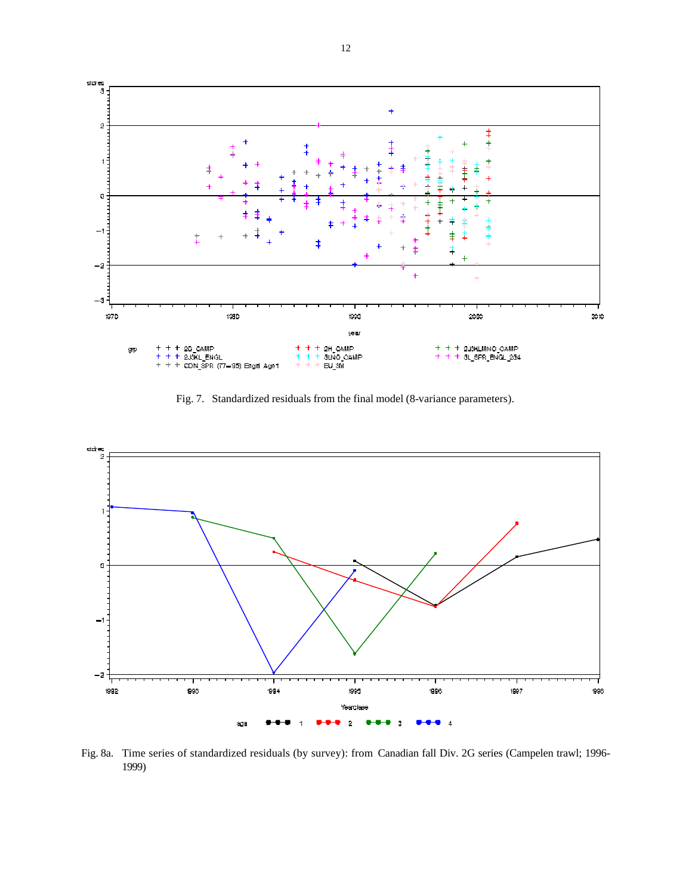Fig. 7. Standardized residuals from the final model (8-variance parameters).

Fig. 8a. Time series of standardized residuals (by survey): from Canadian fall Div. 2G series (Campelen trawl; 1996-1999)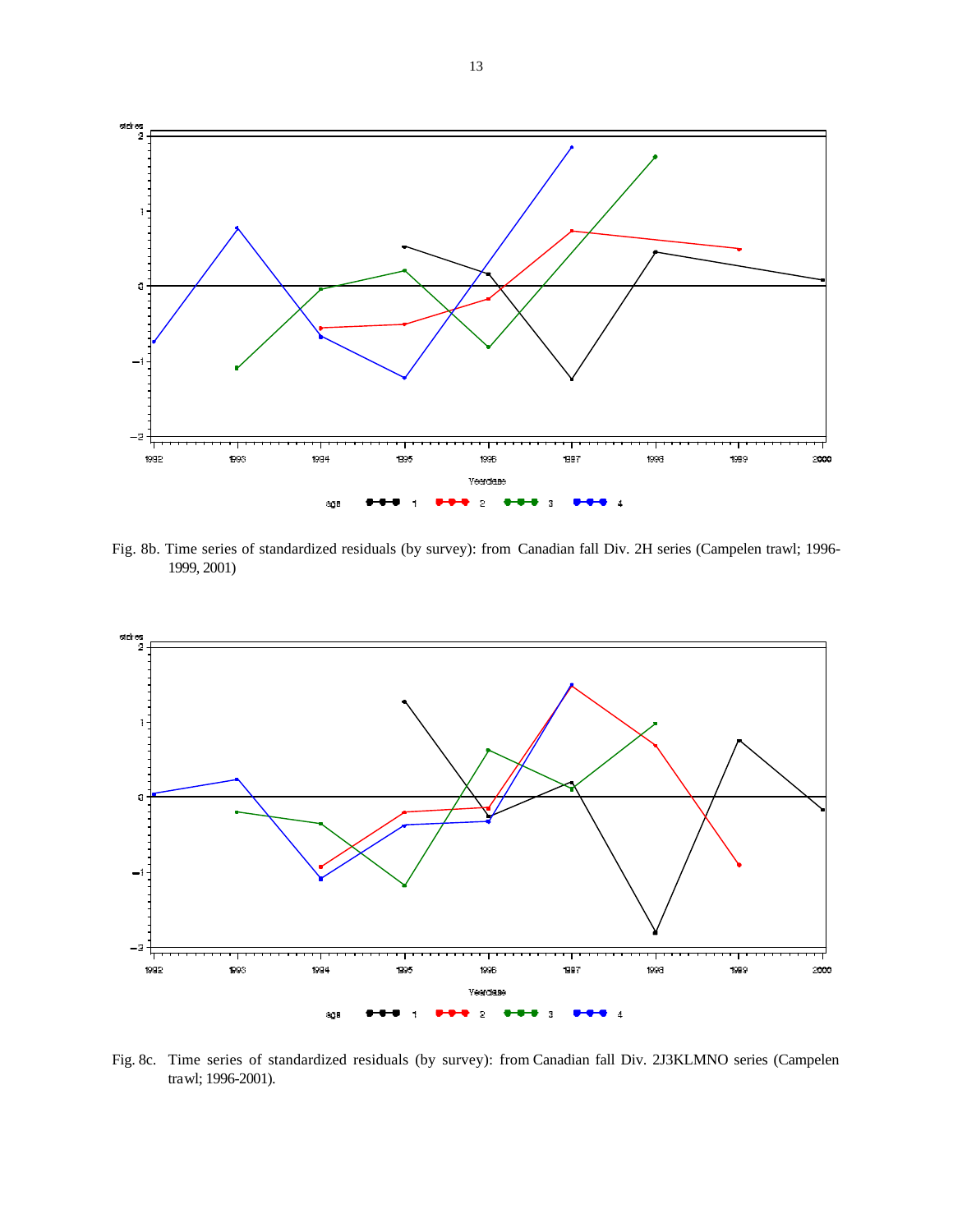Fig. 8b. Time series of standardized residuals (by survey): from Canadian fall Div. 2H series (Campelen trawl; 1996-1999, 2001)

Fig. 8c. Time series of standardized residuals (by survey): from Canadian fall Div. 2J3KLMNO series (Campelen trawl; 1996-2001).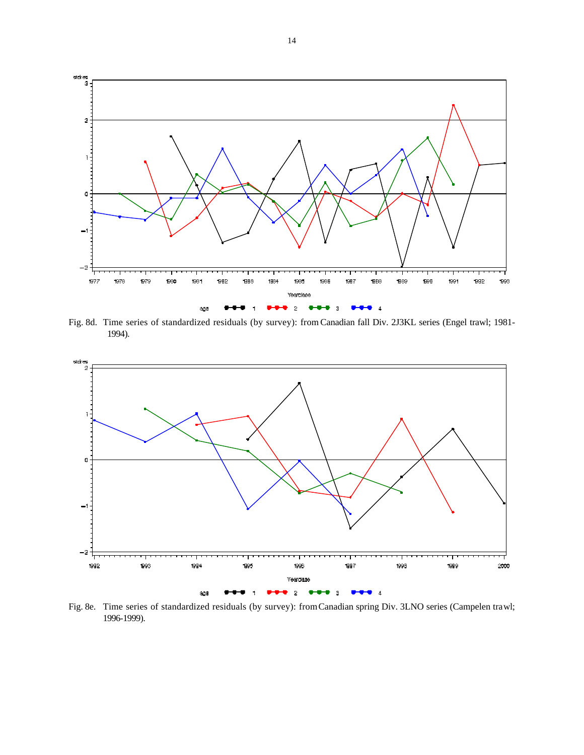Fig. 8d. Time series of standardized residuals (by survey): from Canadian fall Div. 2J3KL series (Engel trawl; 1981-1994).

Fig. 8e. Time series of standardized residuals (by survey): from Canadian spring Div. 3LNO series (Campelen trawl; 1996-1999).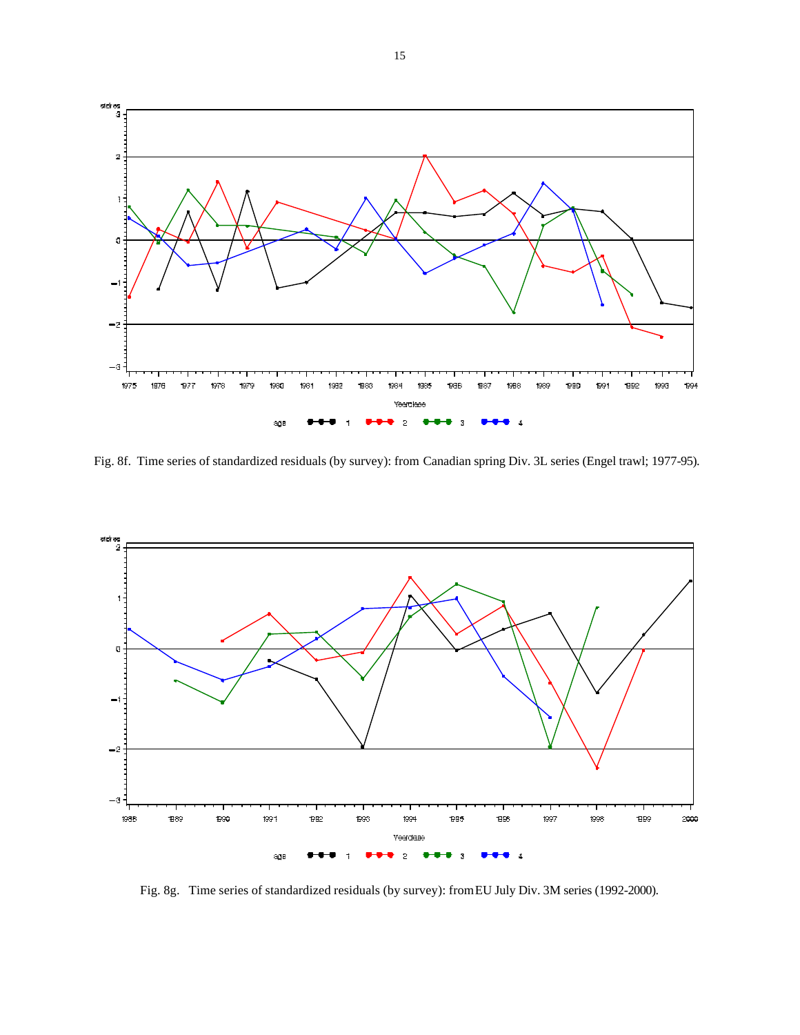stdres

3

2

1

0

−1

−2

−3

1975 1976 1977 1978 1979 1980 1981 1982 1983 1984 1985 1986 1987 1988 1989 1990 1991 1992 1993 1994

Yearclass

age 1 2 3 4

Fig. 8f. Time series of standardized residuals (by survey): from Canadian spring Div. 3L series (Engel trawl; 1977-95).

stdres

2

1

0

−1

−2

−3

1988 1989 1990 1991 1992 1993 1994 1995 1996 1997 1998 1999 2000

Yearclass

age 1 2 3 4

Fig. 8g. Time series of standardized residuals (by survey): from EU July Div. 3M series (1992-2000).